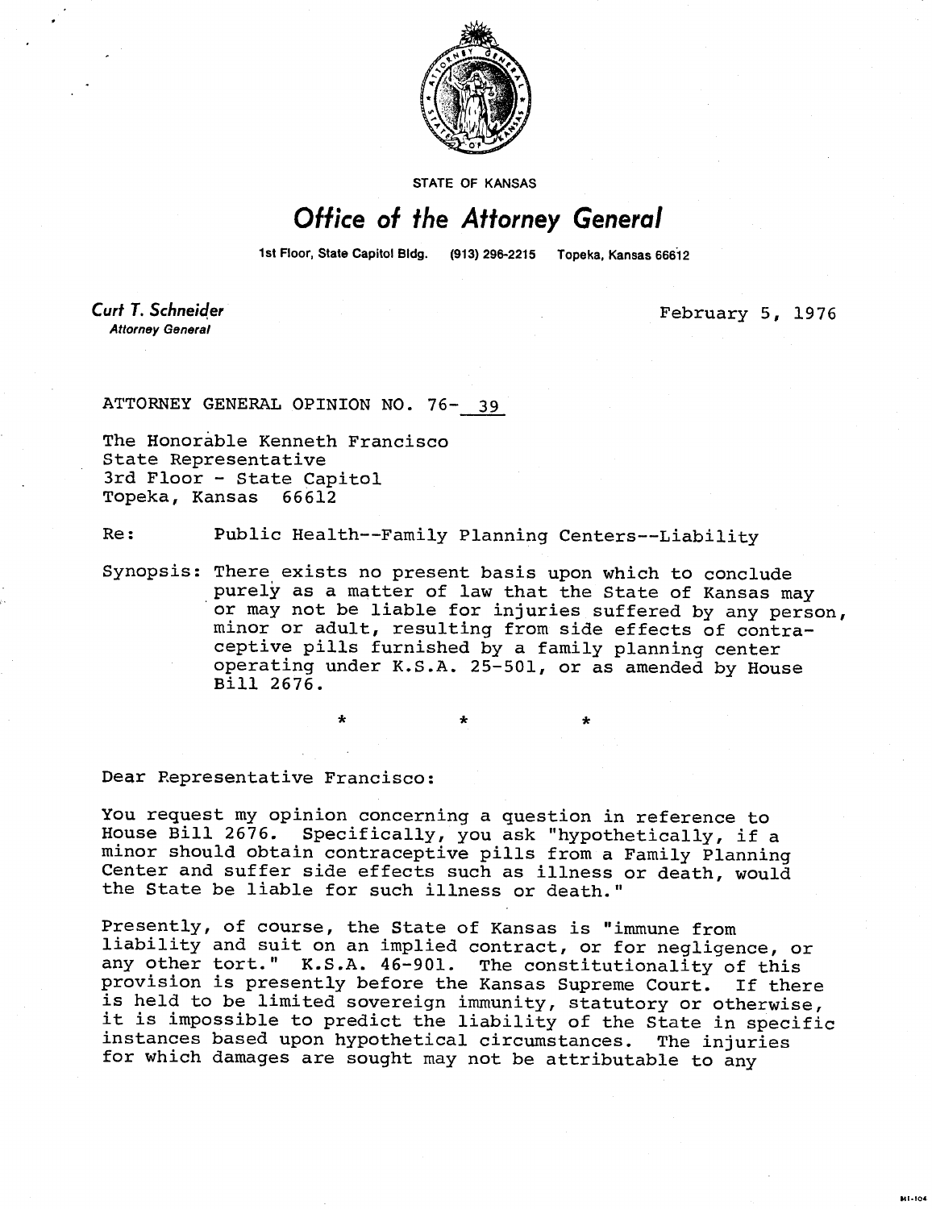STATE OF KANSAS

# Office of the Attorney General

1st Floor, State Capitol Bldg. (913) 296-2215 Topeka, Kansas 66612

*Curt T. Schneider*
*Attorney General*

February 5, 1976

ATTORNEY GENERAL OPINION NO. 76- 39

The Honorable Kenneth Francisco
State Representative
3rd Floor - State Capitol
Topeka, Kansas 66612

Re: Public Health--Family Planning Centers--Liability

Synopsis: There exists no present basis upon which to conclude purely as a matter of law that the State of Kansas may or may not be liable for injuries suffered by any person, minor or adult, resulting from side effects of contraceptive pills furnished by a family planning center operating under K.S.A. 25-501, or as amended by House Bill 2676.

\* \* \*

Dear Representative Francisco:

You request my opinion concerning a question in reference to House Bill 2676. Specifically, you ask "hypothetically, if a minor should obtain contraceptive pills from a Family Planning Center and suffer side effects such as illness or death, would the State be liable for such illness or death."

Presently, of course, the State of Kansas is "immune from liability and suit on an implied contract, or for negligence, or any other tort." K.S.A. 46-901. The constitutionality of this provision is presently before the Kansas Supreme Court. If there is held to be limited sovereign immunity, statutory or otherwise, it is impossible to predict the liability of the State in specific instances based upon hypothetical circumstances. The injuries for which damages are sought may not be attributable to any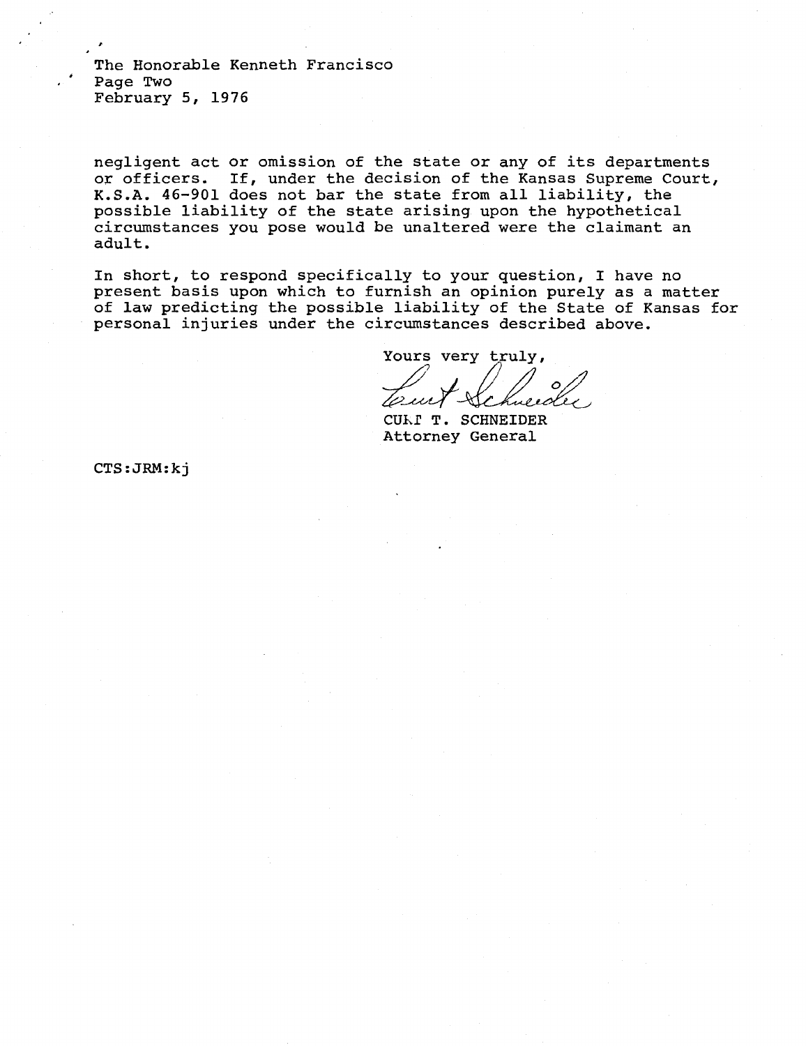The Honorable Kenneth Francisco
Page Two
February 5, 1976

negligent act or omission of the state or any of its departments or officers. If, under the decision of the Kansas Supreme Court, K.S.A. 46-901 does not bar the state from all liability, the possible liability of the state arising upon the hypothetical circumstances you pose would be unaltered were the claimant an adult.

In short, to respond specifically to your question, I have no present basis upon which to furnish an opinion purely as a matter of law predicting the possible liability of the State of Kansas for personal injuries under the circumstances described above.

Yours very truly,

Curt Schneider

CURT T. SCHNEIDER
Attorney General

CTS:JRM:kj